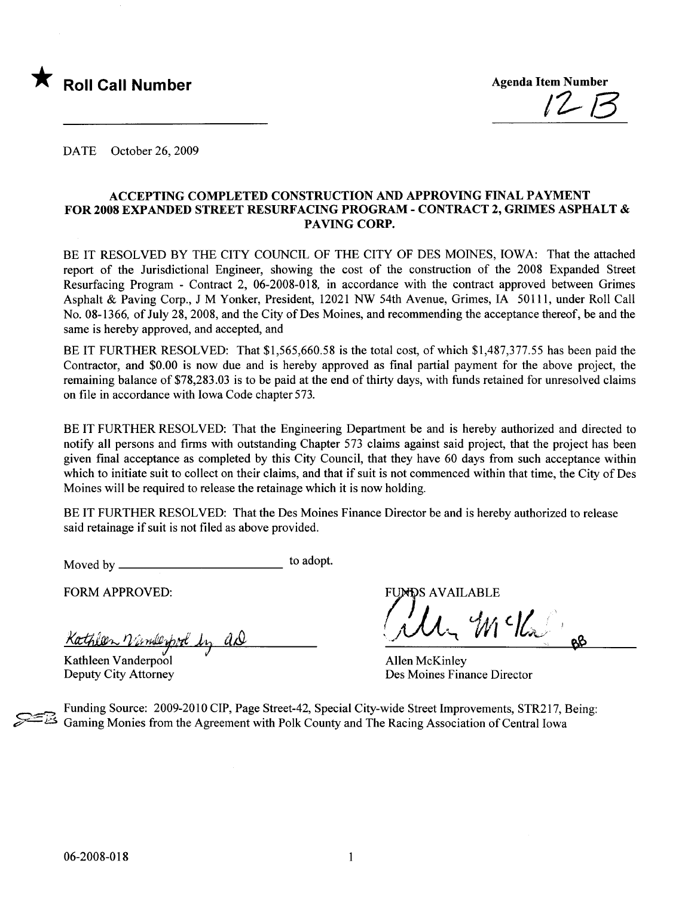★ **Roll Call Number**

**Agenda Item Number**
12 B

DATE October 26, 2009

**ACCEPTING COMPLETED CONSTRUCTION AND APPROVING FINAL PAYMENT FOR 2008 EXPANDED STREET RESURFACING PROGRAM - CONTRACT 2, GRIMES ASPHALT & PAVING CORP.**

BE IT RESOLVED BY THE CITY COUNCIL OF THE CITY OF DES MOINES, IOWA: That the attached report of the Jurisdictional Engineer, showing the cost of the construction of the 2008 Expanded Street Resurfacing Program - Contract 2, 06-2008-018, in accordance with the contract approved between Grimes Asphalt & Paving Corp., J M Yonker, President, 12021 NW 54th Avenue, Grimes, IA 50111, under Roll Call No. 08-1366, of July 28, 2008, and the City of Des Moines, and recommending the acceptance thereof, be and the same is hereby approved, and accepted, and

BE IT FURTHER RESOLVED: That $1,565,660.58 is the total cost, of which $1,487,377.55 has been paid the Contractor, and $0.00 is now due and is hereby approved as final partial payment for the above project, the remaining balance of $78,283.03 is to be paid at the end of thirty days, with funds retained for unresolved claims on file in accordance with Iowa Code chapter 573.

BE IT FURTHER RESOLVED: That the Engineering Department be and is hereby authorized and directed to notify all persons and firms with outstanding Chapter 573 claims against said project, that the project has been given final acceptance as completed by this City Council, that they have 60 days from such acceptance within which to initiate suit to collect on their claims, and that if suit is not commenced within that time, the City of Des Moines will be required to release the retainage which it is now holding.

BE IT FURTHER RESOLVED: That the Des Moines Finance Director be and is hereby authorized to release said retainage if suit is not filed as above provided.

Moved by \_\_\_\_\_\_\_\_\_\_\_\_\_\_\_\_\_\_\_\_\_\_\_\_ to adopt.

FORM APPROVED:

Kathleen Vanderpool by AD

Kathleen Vanderpool
Deputy City Attorney

FUNDS AVAILABLE

Allen McKinley BB

Allen McKinley
Des Moines Finance Director

Funding Source: 2009-2010 CIP, Page Street-42, Special City-wide Street Improvements, STR217, Being: Gaming Monies from the Agreement with Polk County and The Racing Association of Central Iowa

06-2008-018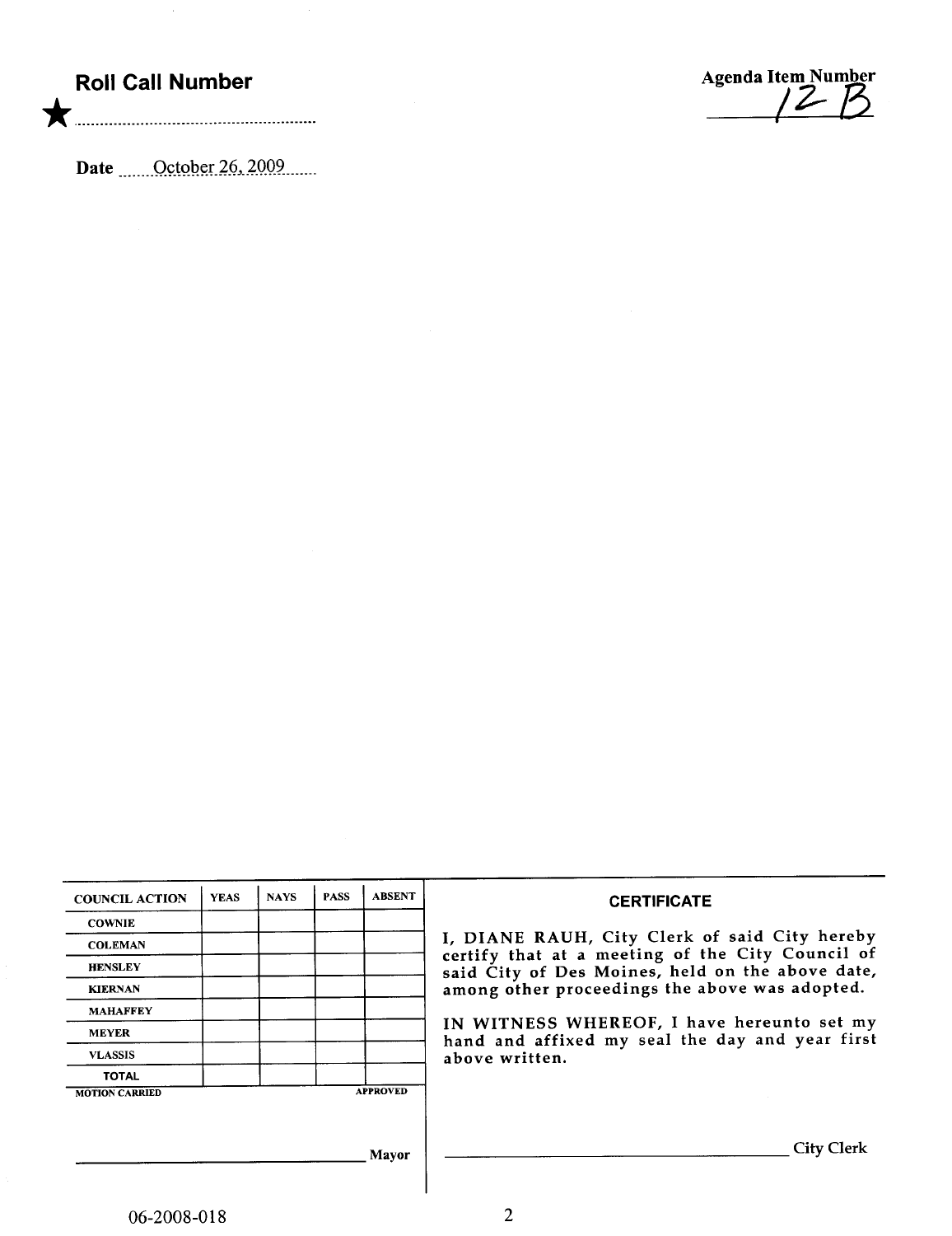**Roll Call Number**

★ ..........................................................

**Date** October 26, 2009

**Agenda Item Number**
12 B

| COUNCIL ACTION | YEAS | NAYS | PASS | ABSENT |
|---|---|---|---|---|
| COWNIE | | | | |
| COLEMAN | | | | |
| HENSLEY | | | | |
| KIERNAN | | | | |
| MAHAFFEY | | | | |
| MEYER | | | | |
| VLASSIS | | | | |
| TOTAL | | | | |

MOTION CARRIED APPROVED

______________________________ Mayor

### CERTIFICATE

I, DIANE RAUH, City Clerk of said City hereby certify that at a meeting of the City Council of said City of Des Moines, held on the above date, among other proceedings the above was adopted.

IN WITNESS WHEREOF, I have hereunto set my hand and affixed my seal the day and year first above written.

______________________________ City Clerk

06-2008-018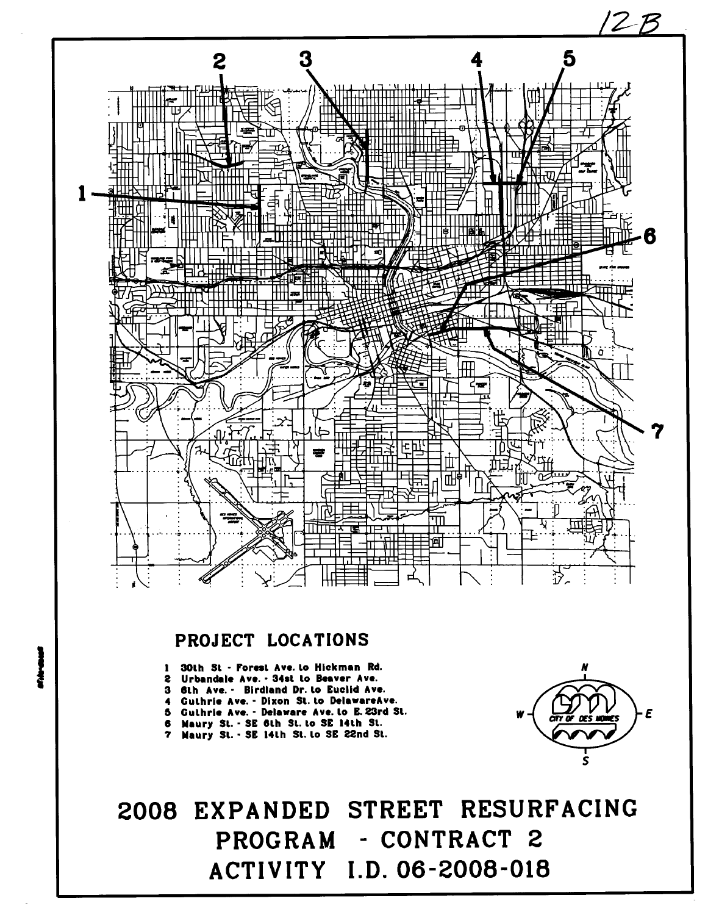12B

## PROJECT LOCATIONS

1 30th St - Forest Ave. to Hickman Rd.
2 Urbandale Ave. - 34st to Beaver Ave.
3 6th Ave. - Birdland Dr. to Euclid Ave.
4 Guthrie Ave. - Dixon St. to DelawareAve.
5 Guthrie Ave. - Delaware Ave. to E. 23rd St.
6 Maury St. - SE 6th St. to SE 14th St.
7 Maury St. - SE 14th St. to SE 22nd St.

# 2008 EXPANDED STREET RESURFACING PROGRAM - CONTRACT 2

# ACTIVITY I.D. 06-2008-018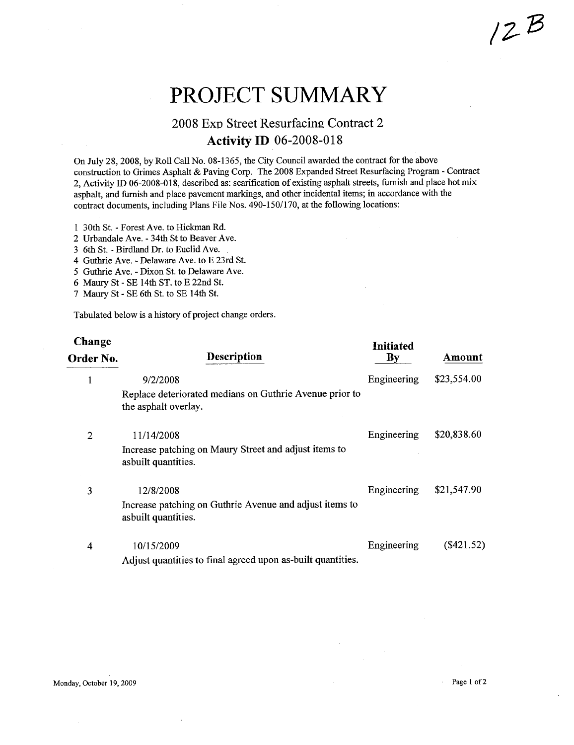12B

# PROJECT SUMMARY

## 2008 Exp Street Resurfacing Contract 2

### Activity ID 06-2008-018

On July 28, 2008, by Roll Call No. 08-1365, the City Council awarded the contract for the above construction to Grimes Asphalt & Paving Corp. The 2008 Expanded Street Resurfacing Program - Contract 2, Activity ID 06-2008-018, described as: scarification of existing asphalt streets, furnish and place hot mix asphalt, and furnish and place pavement markings, and other incidental items; in accordance with the contract documents, including Plans File Nos. 490-150/170, at the following locations:

1 30th St. - Forest Ave. to Hickman Rd.
2 Urbandale Ave. - 34th St to Beaver Ave.
3 6th St. - Birdland Dr. to Euclid Ave.
4 Guthrie Ave. - Delaware Ave. to E 23rd St.
5 Guthrie Ave. - Dixon St. to Delaware Ave.
6 Maury St - SE 14th ST. to E 22nd St.
7 Maury St - SE 6th St. to SE 14th St.

Tabulated below is a history of project change orders.

| Change Order No. | Description | Initiated By | Amount |
|---|---|---|---|
| 1 | 9/2/2008<br>Replace deteriorated medians on Guthrie Avenue prior to the asphalt overlay. | Engineering | $23,554.00 |
| 2 | 11/14/2008<br>Increase patching on Maury Street and adjust items to asbuilt quantities. | Engineering | $20,838.60 |
| 3 | 12/8/2008<br>Increase patching on Guthrie Avenue and adjust items to asbuilt quantities. | Engineering | $21,547.90 |
| 4 | 10/15/2009<br>Adjust quantities to final agreed upon as-built quantities. | Engineering | ($421.52) |

Monday, October 19, 2009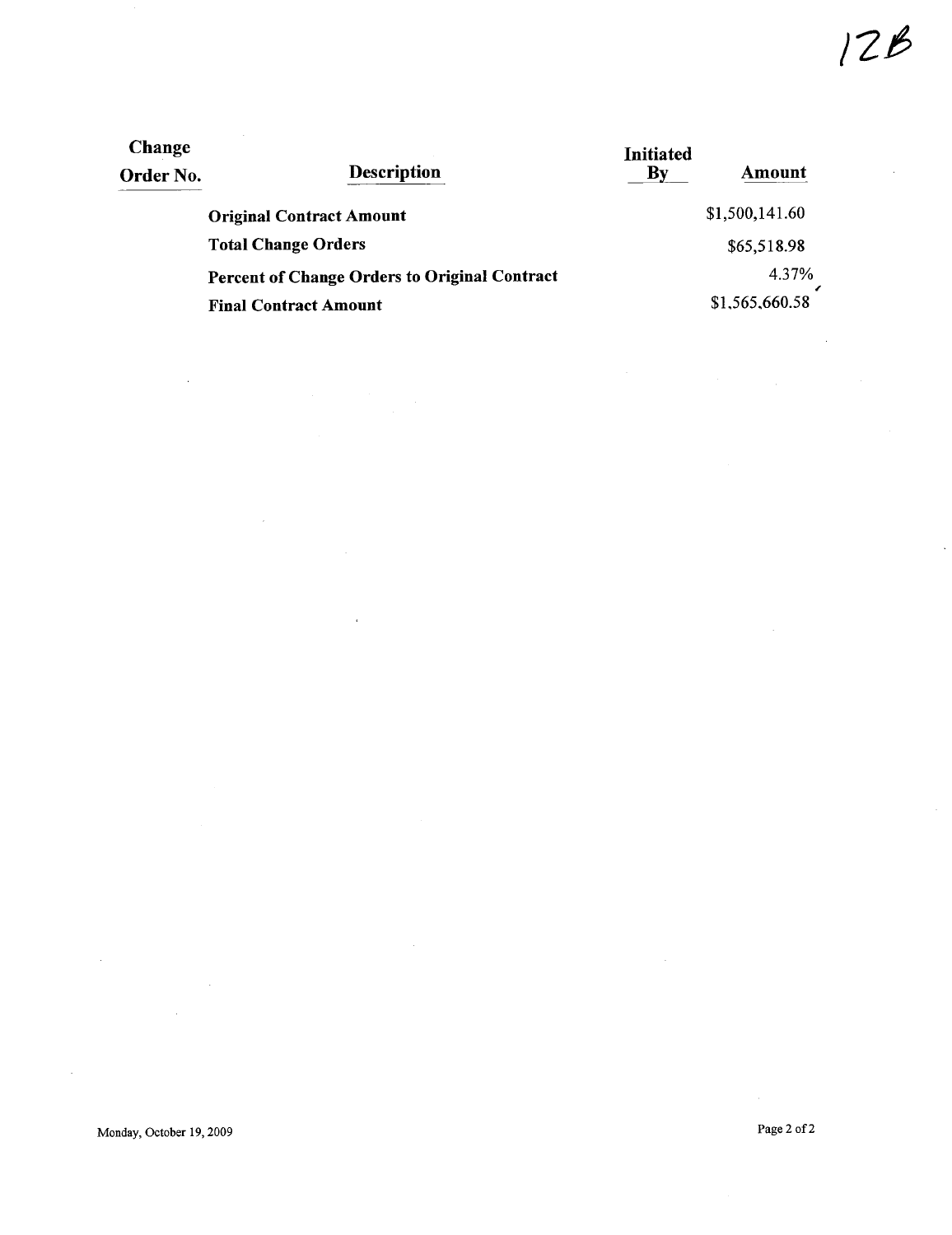12B

| Change Order No. | Description | Initiated By | Amount |
|---|---|---|---|
| | **Original Contract Amount** | | $1,500,141.60 |
| | **Total Change Orders** | | $65,518.98 |
| | **Percent of Change Orders to Original Contract** | | 4.37% |
| | **Final Contract Amount** | | $1,565,660.58 |

Monday, October 19, 2009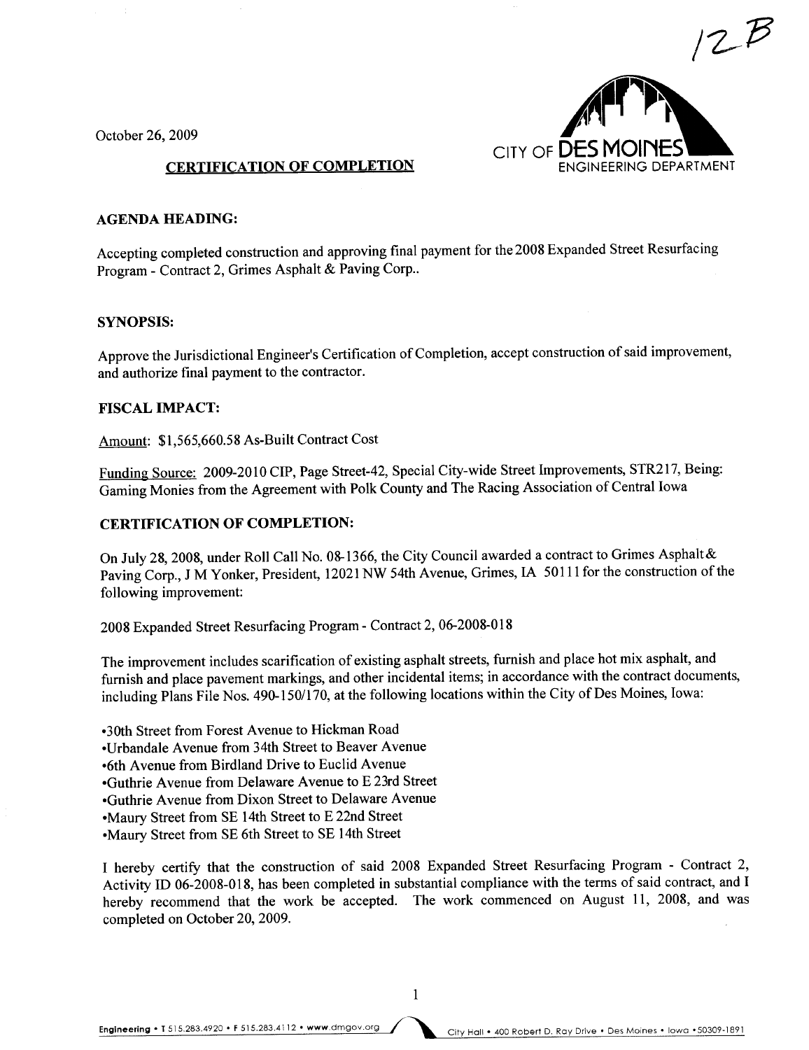12B

October 26, 2009

CITY OF DES MOINES
ENGINEERING DEPARTMENT

## CERTIFICATION OF COMPLETION

**AGENDA HEADING:**

Accepting completed construction and approving final payment for the 2008 Expanded Street Resurfacing Program - Contract 2, Grimes Asphalt & Paving Corp..

**SYNOPSIS:**

Approve the Jurisdictional Engineer's Certification of Completion, accept construction of said improvement, and authorize final payment to the contractor.

**FISCAL IMPACT:**

Amount: $1,565,660.58 As-Built Contract Cost

Funding Source: 2009-2010 CIP, Page Street-42, Special City-wide Street Improvements, STR217, Being: Gaming Monies from the Agreement with Polk County and The Racing Association of Central Iowa

**CERTIFICATION OF COMPLETION:**

On July 28, 2008, under Roll Call No. 08-1366, the City Council awarded a contract to Grimes Asphalt & Paving Corp., J M Yonker, President, 12021 NW 54th Avenue, Grimes, IA 50111 for the construction of the following improvement:

2008 Expanded Street Resurfacing Program - Contract 2, 06-2008-018

The improvement includes scarification of existing asphalt streets, furnish and place hot mix asphalt, and furnish and place pavement markings, and other incidental items; in accordance with the contract documents, including Plans File Nos. 490-150/170, at the following locations within the City of Des Moines, Iowa:

- 30th Street from Forest Avenue to Hickman Road
- Urbandale Avenue from 34th Street to Beaver Avenue
- 6th Avenue from Birdland Drive to Euclid Avenue
- Guthrie Avenue from Delaware Avenue to E 23rd Street
- Guthrie Avenue from Dixon Street to Delaware Avenue
- Maury Street from SE 14th Street to E 22nd Street
- Maury Street from SE 6th Street to SE 14th Street

I hereby certify that the construction of said 2008 Expanded Street Resurfacing Program - Contract 2, Activity ID 06-2008-018, has been completed in substantial compliance with the terms of said contract, and I hereby recommend that the work be accepted. The work commenced on August 11, 2008, and was completed on October 20, 2009.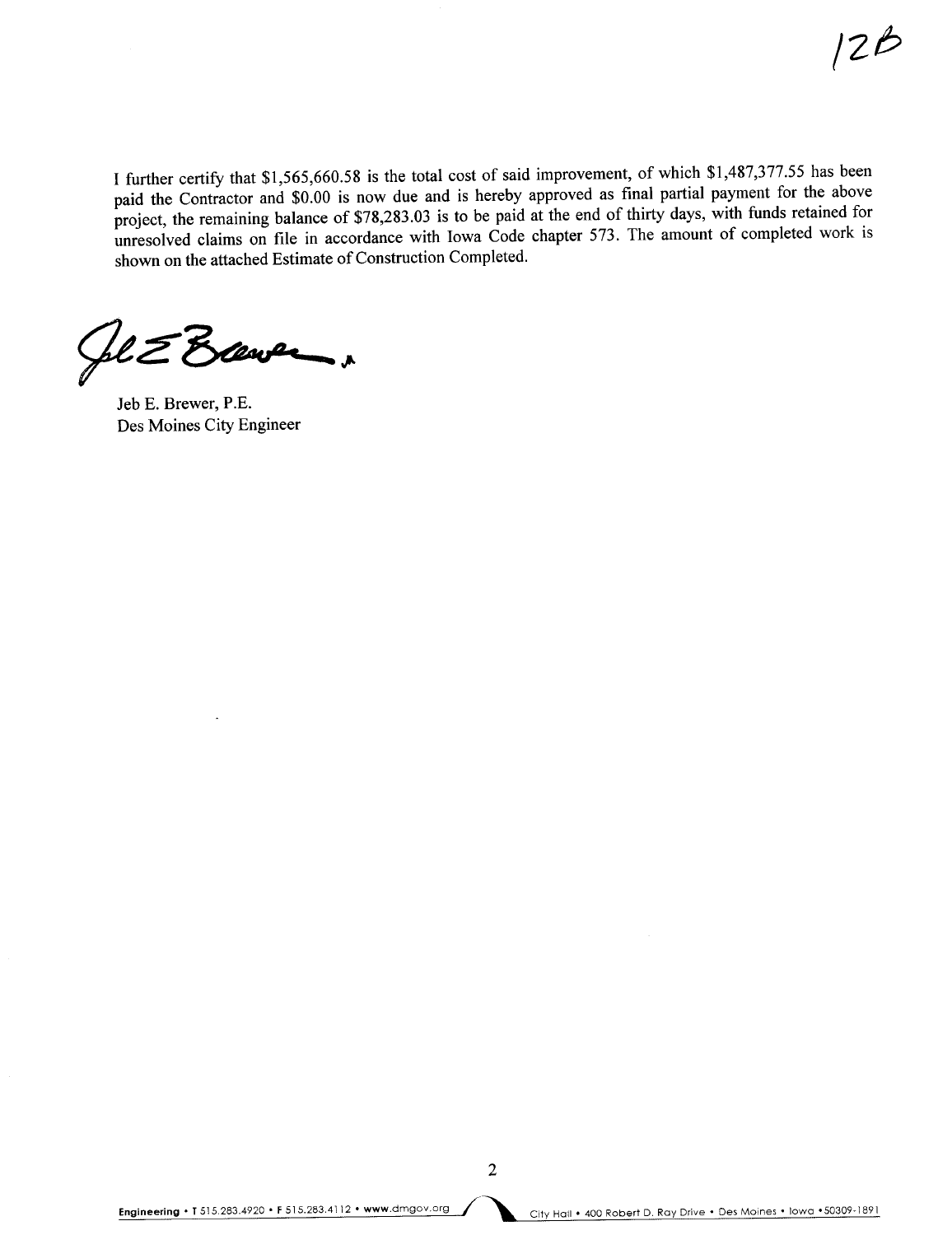12B

I further certify that $1,565,660.58 is the total cost of said improvement, of which $1,487,377.55 has been paid the Contractor and $0.00 is now due and is hereby approved as final partial payment for the above project, the remaining balance of $78,283.03 is to be paid at the end of thirty days, with funds retained for unresolved claims on file in accordance with Iowa Code chapter 573. The amount of completed work is shown on the attached Estimate of Construction Completed.

Jeb E. Brewer, P.E.
Des Moines City Engineer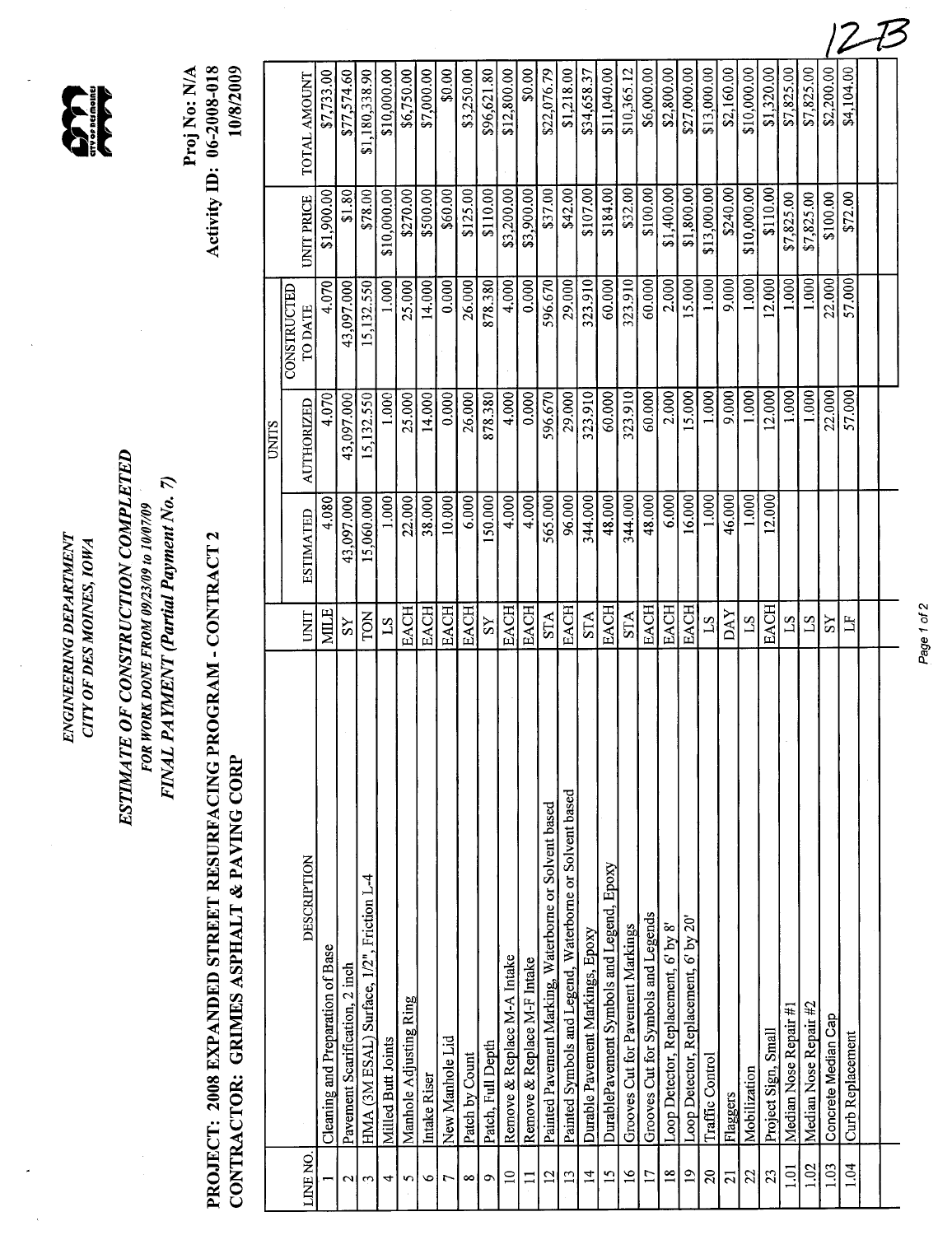12B

ENGINEERING DEPARTMENT
CITY OF DES MOINES, IOWA

## ESTIMATE OF CONSTRUCTION COMPLETED

*FOR WORK DONE FROM 09/23/09 to 10/07/09*

*FINAL PAYMENT (Partial Payment No. 7)*

**PROJECT: 2008 EXPANDED STREET RESURFACING PROGRAM - CONTRACT 2**

**CONTRACTOR: GRIMES ASPHALT & PAVING CORP**

**Proj No: N/A**
**Activity ID: 06-2008-018**
**10/8/2009**

| LINE NO. | DESCRIPTION | UNIT | UNITS | | | UNIT PRICE | TOTAL AMOUNT |
|---|---|---|---|---|---|---|---|
| | | | ESTIMATED | AUTHORIZED | CONSTRUCTED TO DATE | | |
| 1 | Cleaning and Preparation of Base | MILE | 4.080 | 4.070 | 4.070 | $1,900.00 | $7,733.00 |
| 2 | Pavement Scarification, 2 inch | SY | 43,097.000 | 43,097.000 | 43,097.000 | $1.80 | $77,574.60 |
| 3 | HMA (3M ESAL) Surface, 1/2", Friction L-4 | TON | 15,060.000 | 15,132.550 | 15,132.550 | $78.00 | $1,180,338.90 |
| 4 | Milled Butt Joints | LS | 1.000 | 1.000 | 1.000 | $10,000.00 | $10,000.00 |
| 5 | Manhole Adjusting Ring | EACH | 22.000 | 25.000 | 25.000 | $270.00 | $6,750.00 |
| 6 | Intake Riser | EACH | 38.000 | 14.000 | 14.000 | $500.00 | $7,000.00 |
| 7 | New Manhole Lid | EACH | 10.000 | 0.000 | 0.000 | $60.00 | $0.00 |
| 8 | Patch by Count | EACH | 6.000 | 26.000 | 26.000 | $125.00 | $3,250.00 |
| 9 | Patch, Full Depth | SY | 150.000 | 878.380 | 878.380 | $110.00 | $96,621.80 |
| 10 | Remove & Replace M-A Intake | EACH | 4.000 | 4.000 | 4.000 | $3,200.00 | $12,800.00 |
| 11 | Remove & Replace M-F Intake | EACH | 4.000 | 0.000 | 0.000 | $3,900.00 | $0.00 |
| 12 | Painted Pavement Marking, Waterborne or Solvent based | STA | 565.000 | 596.670 | 596.670 | $37.00 | $22,076.79 |
| 13 | Painted Symbols and Legend, Waterborne or Solvent based | EACH | 96.000 | 29.000 | 29.000 | $42.00 | $1,218.00 |
| 14 | Durable Pavement Markings, Epoxy | STA | 344.000 | 323.910 | 323.910 | $107.00 | $34,658.37 |
| 15 | DurablePavement Symbols and Legend, Epoxy | EACH | 48.000 | 60.000 | 60.000 | $184.00 | $11,040.00 |
| 16 | Grooves Cut for Pavement Markings | STA | 344.000 | 323.910 | 323.910 | $32.00 | $10,365.12 |
| 17 | Grooves Cut for Symbols and Legends | EACH | 48.000 | 60.000 | 60.000 | $100.00 | $6,000.00 |
| 18 | Loop Detector, Replacement, 6' by 8' | EACH | 6.000 | 2.000 | 2.000 | $1,400.00 | $2,800.00 |
| 19 | Loop Detector, Replacement, 6' by 20' | EACH | 16.000 | 15.000 | 15.000 | $1,800.00 | $27,000.00 |
| 20 | Traffic Control | LS | 1.000 | 1.000 | 1.000 | $13,000.00 | $13,000.00 |
| 21 | Flaggers | DAY | 46.000 | 9.000 | 9.000 | $240.00 | $2,160.00 |
| 22 | Mobilization | LS | 1.000 | 1.000 | 1.000 | $10,000.00 | $10,000.00 |
| 23 | Project Sign, Small | EACH | 12.000 | 12.000 | 12.000 | $110.00 | $1,320.00 |
| 1.01 | Median Nose Repair #1 | LS | | 1.000 | 1.000 | $7,825.00 | $7,825.00 |
| 1.02 | Median Nose Repair #2 | LS | | 1.000 | 1.000 | $7,825.00 | $7,825.00 |
| 1.03 | Concrete Median Cap | SY | | 22.000 | 22.000 | $100.00 | $2,200.00 |
| 1.04 | Curb Replacement | LF | | 57.000 | 57.000 | $72.00 | $4,104.00 |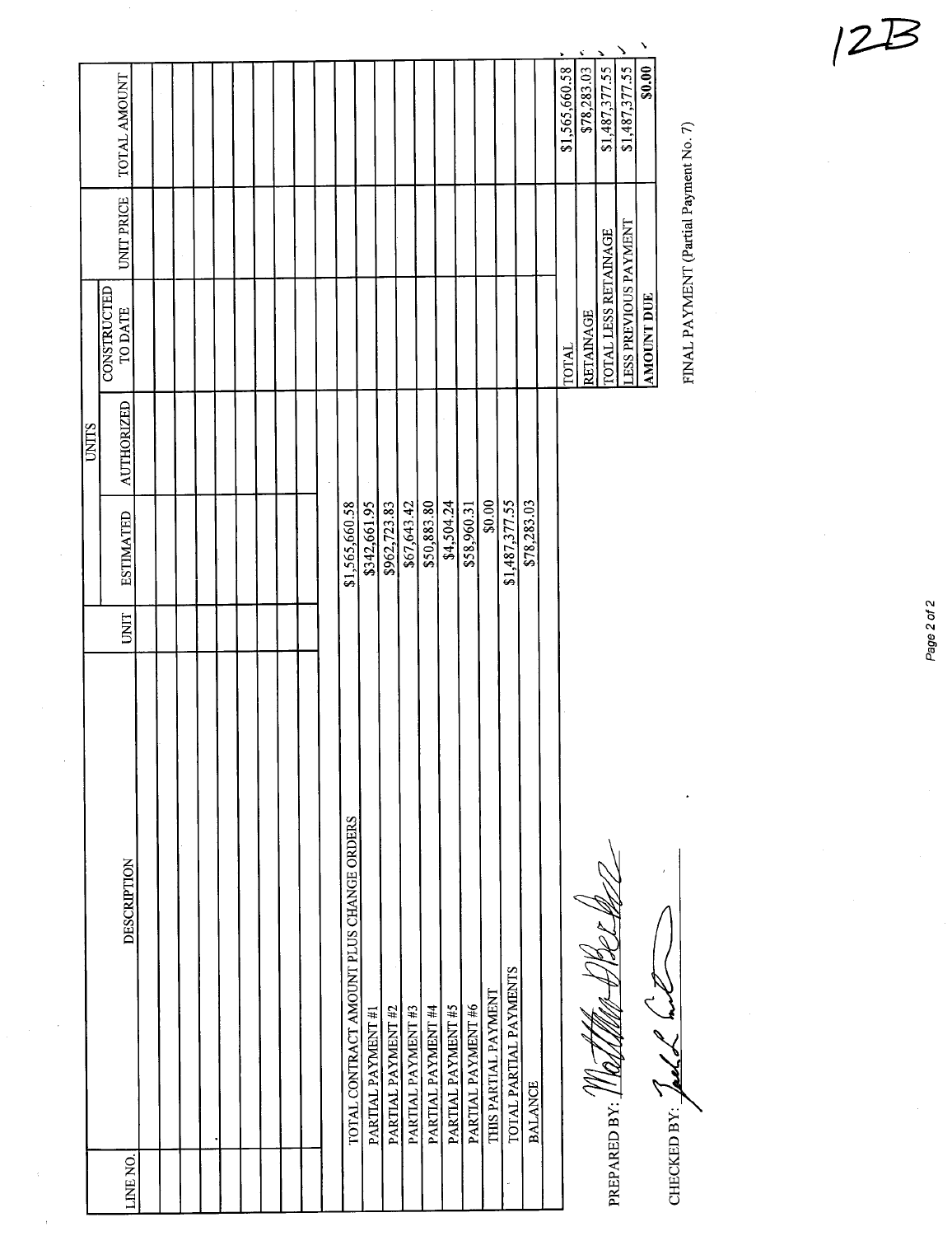12B

| LINE NO. | DESCRIPTION | UNIT | UNITS | | | UNIT PRICE | TOTAL AMOUNT |
|---|---|---|---|---|---|---|---|
| | | | ESTIMATED | AUTHORIZED | CONSTRUCTED TO DATE | | |
| | | | | | | | |
| | | | | | | | |
| | | | | | | | |
| | | | | | | | |
| | | | | | | | |
| | | | | | | | |
| | | | | | | | |
| | | | | | | | |
| | TOTAL CONTRACT AMOUNT PLUS CHANGE ORDERS | | $1,565,660.58 | | | | |
| | PARTIAL PAYMENT #1 | | $342,661.95 | | | | |
| | PARTIAL PAYMENT #2 | | $962,723.83 | | | | |
| | PARTIAL PAYMENT #3 | | $67,643.42 | | | | |
| | PARTIAL PAYMENT #4 | | $50,883.80 | | | | |
| | PARTIAL PAYMENT #5 | | $4,504.24 | | | | |
| | PARTIAL PAYMENT #6 | | $58,960.31 | | | | |
| | THIS PARTIAL PAYMENT | | $0.00 | | | | |
| | TOTAL PARTIAL PAYMENTS | | $1,487,377.55 | | | | |
| | BALANCE | | $78,283.03 | | | | |
| | | | | | TOTAL | | $1,565,660.58 |
| | | | | | RETAINAGE | | $78,283.03 |
| | | | | | TOTAL LESS RETAINAGE | | $1,487,377.55 |
| | | | | | LESS PREVIOUS PAYMENT | | $1,487,377.55 |
| | | | | | **AMOUNT DUE** | | **$0.00** |

PREPARED BY: [signature]

CHECKED BY: [signature]

FINAL PAYMENT (Partial Payment No. 7)